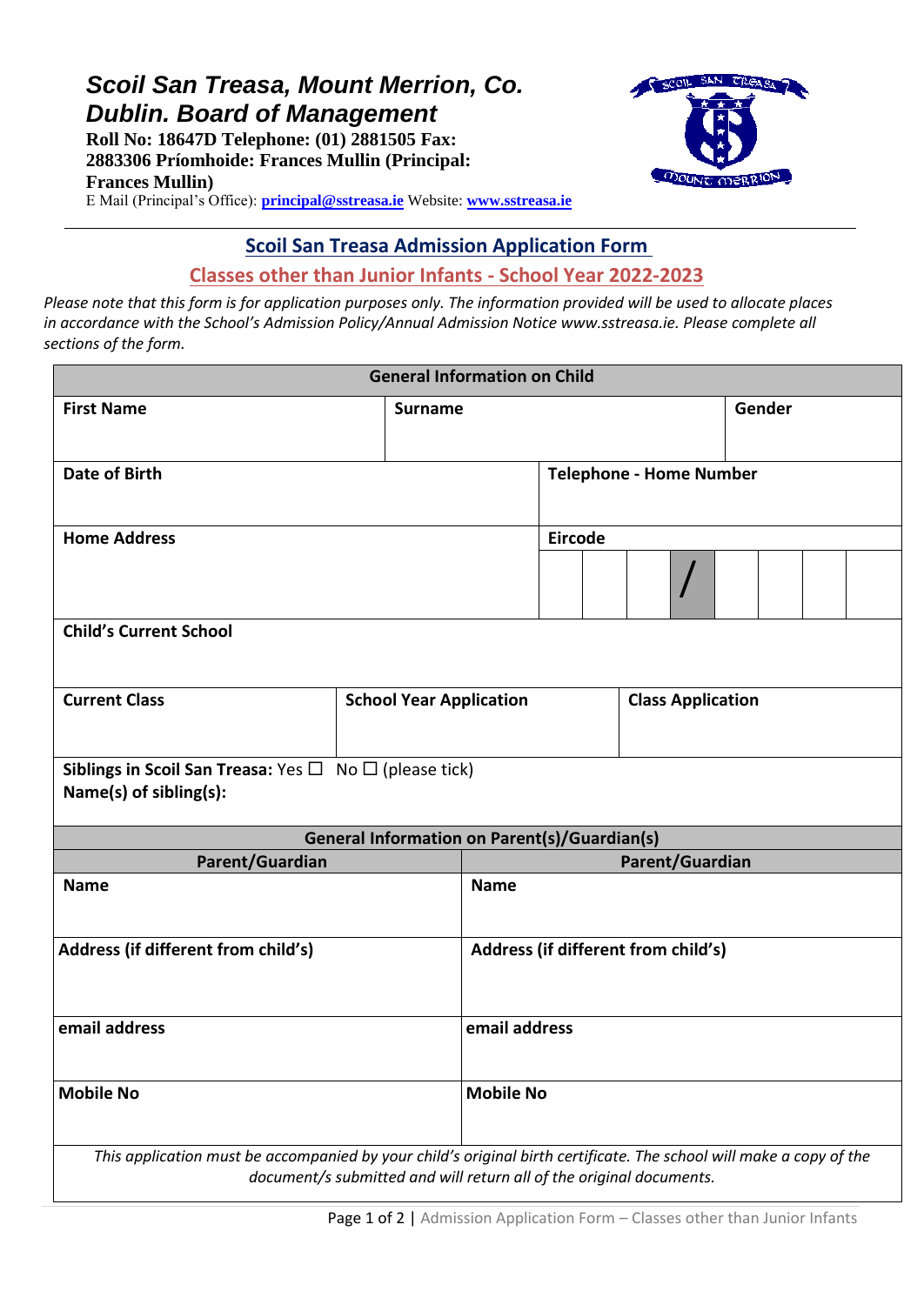# *Scoil San Treasa, Mount Merrion, Co. Dublin. Board of Management*

**Roll No: 18647D Telephone: (01) 2881505 Fax: 2883306 Príomhoide: Frances Mullin (Principal: Frances Mullin)**

E Mail (Principal's Office): **principal@sstreasa.ie** Website: **www.sstreasa.ie**

---

## Scoil San Treasa Admission Application Form

## Classes other than Junior Infants - School Year 2022-2023

*Please note that this form is for application purposes only. The information provided will be used to allocate places in accordance with the School's Admission Policy/Annual Admission Notice www.sstreasa.ie. Please complete all sections of the form.*

| **General Information on Child** | | |
|---|---|---|
| **First Name** | **Surname** | **Gender** |
| **Date of Birth** | **Telephone - Home Number** | |
| **Home Address** | **Eircode** | |
| **Child's Current School** | | |
| **Current Class** | **School Year Application** | **Class Application** |
| **Siblings in Scoil San Treasa:** Yes ☐ No ☐ (please tick)<br>**Name(s) of sibling(s):** | | |

| **General Information on Parent(s)/Guardian(s)** | |
|---|---|
| **Parent/Guardian** | **Parent/Guardian** |
| **Name** | **Name** |
| **Address (if different from child's)** | **Address (if different from child's)** |
| **email address** | **email address** |
| **Mobile No** | **Mobile No** |

*This application must be accompanied by your child's original birth certificate. The school will make a copy of the document/s submitted and will return all of the original documents.*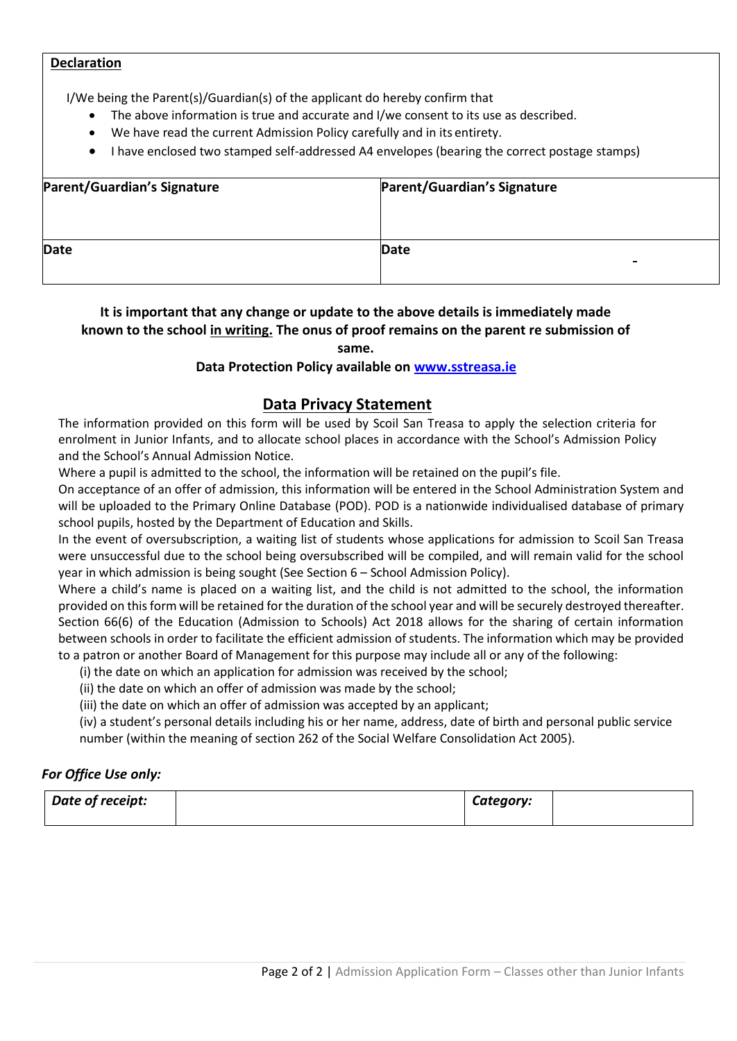**Declaration**

I/We being the Parent(s)/Guardian(s) of the applicant do hereby confirm that

- The above information is true and accurate and I/we consent to its use as described.
- We have read the current Admission Policy carefully and in its entirety.
- I have enclosed two stamped self-addressed A4 envelopes (bearing the correct postage stamps)

| **Parent/Guardian's Signature** | **Parent/Guardian's Signature** |
|---|---|
| **Date** | **Date** |

**It is important that any change or update to the above details is immediately made known to the school in writing. The onus of proof remains on the parent re submission of same.**

**Data Protection Policy available on [www.sstreasa.ie](http://www.sstreasa.ie)**

## Data Privacy Statement

The information provided on this form will be used by Scoil San Treasa to apply the selection criteria for enrolment in Junior Infants, and to allocate school places in accordance with the School's Admission Policy and the School's Annual Admission Notice.

Where a pupil is admitted to the school, the information will be retained on the pupil's file.

On acceptance of an offer of admission, this information will be entered in the School Administration System and will be uploaded to the Primary Online Database (POD). POD is a nationwide individualised database of primary school pupils, hosted by the Department of Education and Skills.

In the event of oversubscription, a waiting list of students whose applications for admission to Scoil San Treasa were unsuccessful due to the school being oversubscribed will be compiled, and will remain valid for the school year in which admission is being sought (See Section 6 – School Admission Policy).

Where a child's name is placed on a waiting list, and the child is not admitted to the school, the information provided on this form will be retained for the duration of the school year and will be securely destroyed thereafter.

Section 66(6) of the Education (Admission to Schools) Act 2018 allows for the sharing of certain information between schools in order to facilitate the efficient admission of students. The information which may be provided to a patron or another Board of Management for this purpose may include all or any of the following:

(i) the date on which an application for admission was received by the school;

(ii) the date on which an offer of admission was made by the school;

(iii) the date on which an offer of admission was accepted by an applicant;

(iv) a student's personal details including his or her name, address, date of birth and personal public service number (within the meaning of section 262 of the Social Welfare Consolidation Act 2005).

***For Office Use only:***

| | | | |
|---|---|---|---|
| ***Date of receipt:*** | | ***Category:*** | |